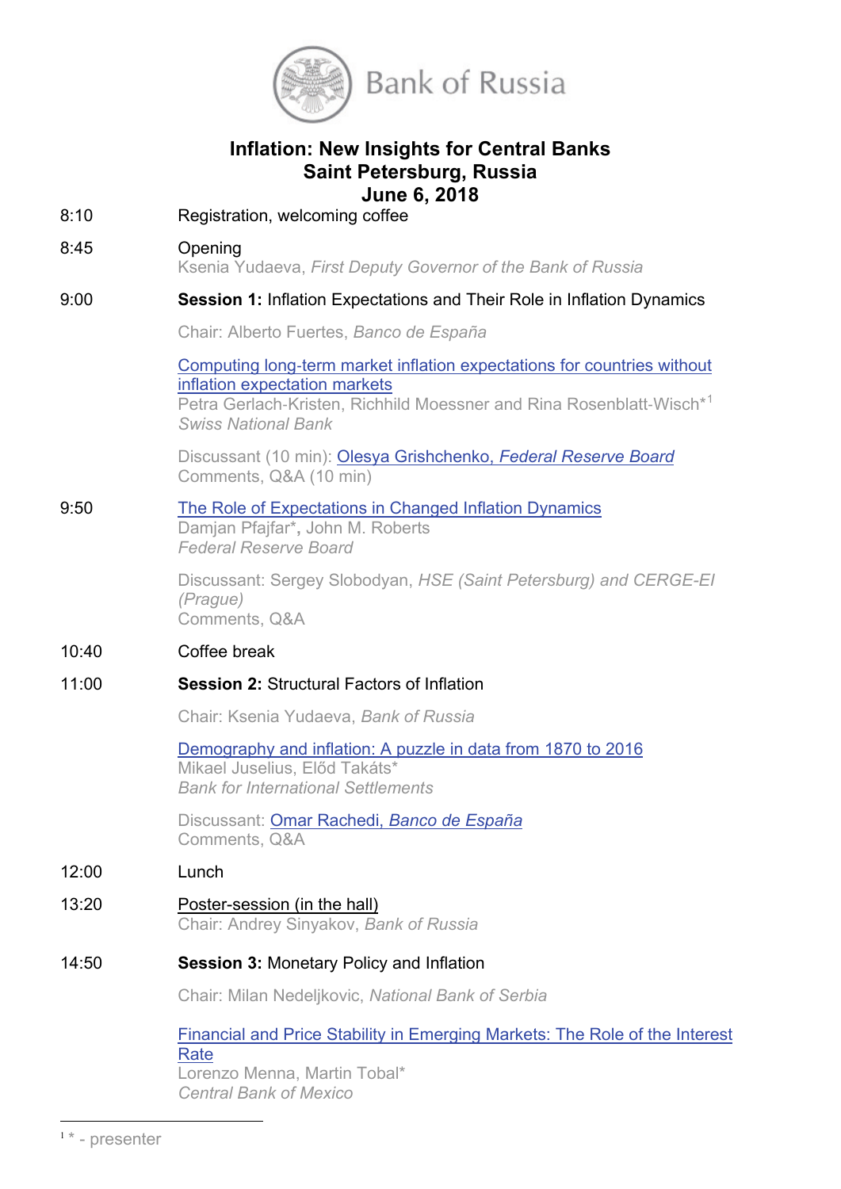Bank of Russia

# Inflation: New Insights for Central Banks
## Saint Petersburg, Russia
## June 6, 2018

8:10 Registration, welcoming coffee

8:45 Opening
Ksenia Yudaeva, *First Deputy Governor of the Bank of Russia*

9:00 **Session 1:** Inflation Expectations and Their Role in Inflation Dynamics

Chair: Alberto Fuertes, *Banco de España*

Computing long-term market inflation expectations for countries without inflation expectation markets
Petra Gerlach-Kristen, Richhild Moessner and Rina Rosenblatt-Wisch*[1]
*Swiss National Bank*

Discussant (10 min): Olesya Grishchenko, *Federal Reserve Board*
Comments, Q&A (10 min)

9:50 The Role of Expectations in Changed Inflation Dynamics
Damjan Pfajfar*, John M. Roberts
*Federal Reserve Board*

Discussant: Sergey Slobodyan, *HSE (Saint Petersburg) and CERGE-EI (Prague)*
Comments, Q&A

10:40 Coffee break

11:00 **Session 2:** Structural Factors of Inflation

Chair: Ksenia Yudaeva, *Bank of Russia*

Demography and inflation: A puzzle in data from 1870 to 2016
Mikael Juselius, Előd Takáts*
*Bank for International Settlements*

Discussant: Omar Rachedi, *Banco de España*
Comments, Q&A

12:00 Lunch

13:20 Poster-session (in the hall)
Chair: Andrey Sinyakov, *Bank of Russia*

14:50 **Session 3:** Monetary Policy and Inflation

Chair: Milan Nedeljkovic, *National Bank of Serbia*

Financial and Price Stability in Emerging Markets: The Role of the Interest Rate
Lorenzo Menna, Martin Tobal*
*Central Bank of Mexico*

---

[1] * - presenter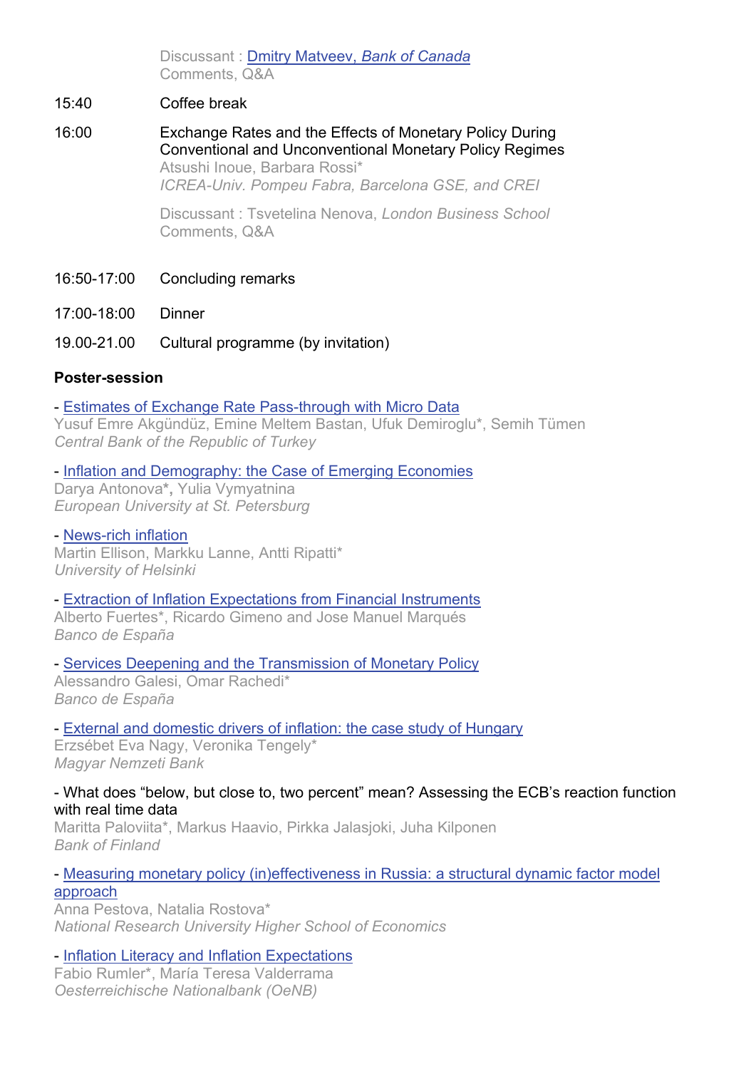Discussant : Dmitry Matveev, *Bank of Canada*
Comments, Q&A

15:40 Coffee break

16:00 Exchange Rates and the Effects of Monetary Policy During Conventional and Unconventional Monetary Policy Regimes
Atsushi Inoue, Barbara Rossi*
*ICREA-Univ. Pompeu Fabra, Barcelona GSE, and CREI*

Discussant : Tsvetelina Nenova, *London Business School*
Comments, Q&A

16:50-17:00 Concluding remarks

17:00-18:00 Dinner

19.00-21.00 Cultural programme (by invitation)

**Poster-session**

- Estimates of Exchange Rate Pass-through with Micro Data
Yusuf Emre Akgündüz, Emine Meltem Bastan, Ufuk Demiroglu*, Semih Tümen
*Central Bank of the Republic of Turkey*

- Inflation and Demography: the Case of Emerging Economies
Darya Antonova*, Yulia Vymyatnina
*European University at St. Petersburg*

- News-rich inflation
Martin Ellison, Markku Lanne, Antti Ripatti*
*University of Helsinki*

- Extraction of Inflation Expectations from Financial Instruments
Alberto Fuertes*, Ricardo Gimeno and Jose Manuel Marqués
*Banco de España*

- Services Deepening and the Transmission of Monetary Policy
Alessandro Galesi, Omar Rachedi*
*Banco de España*

- External and domestic drivers of inflation: the case study of Hungary
Erzsébet Eva Nagy, Veronika Tengely*
*Magyar Nemzeti Bank*

- What does "below, but close to, two percent" mean? Assessing the ECB's reaction function with real time data
Maritta Paloviita*, Markus Haavio, Pirkka Jalasjoki, Juha Kilponen
*Bank of Finland*

- Measuring monetary policy (in)effectiveness in Russia: a structural dynamic factor model approach
Anna Pestova, Natalia Rostova*
*National Research University Higher School of Economics*

- Inflation Literacy and Inflation Expectations
Fabio Rumler*, María Teresa Valderrama
*Oesterreichische Nationalbank (OeNB)*